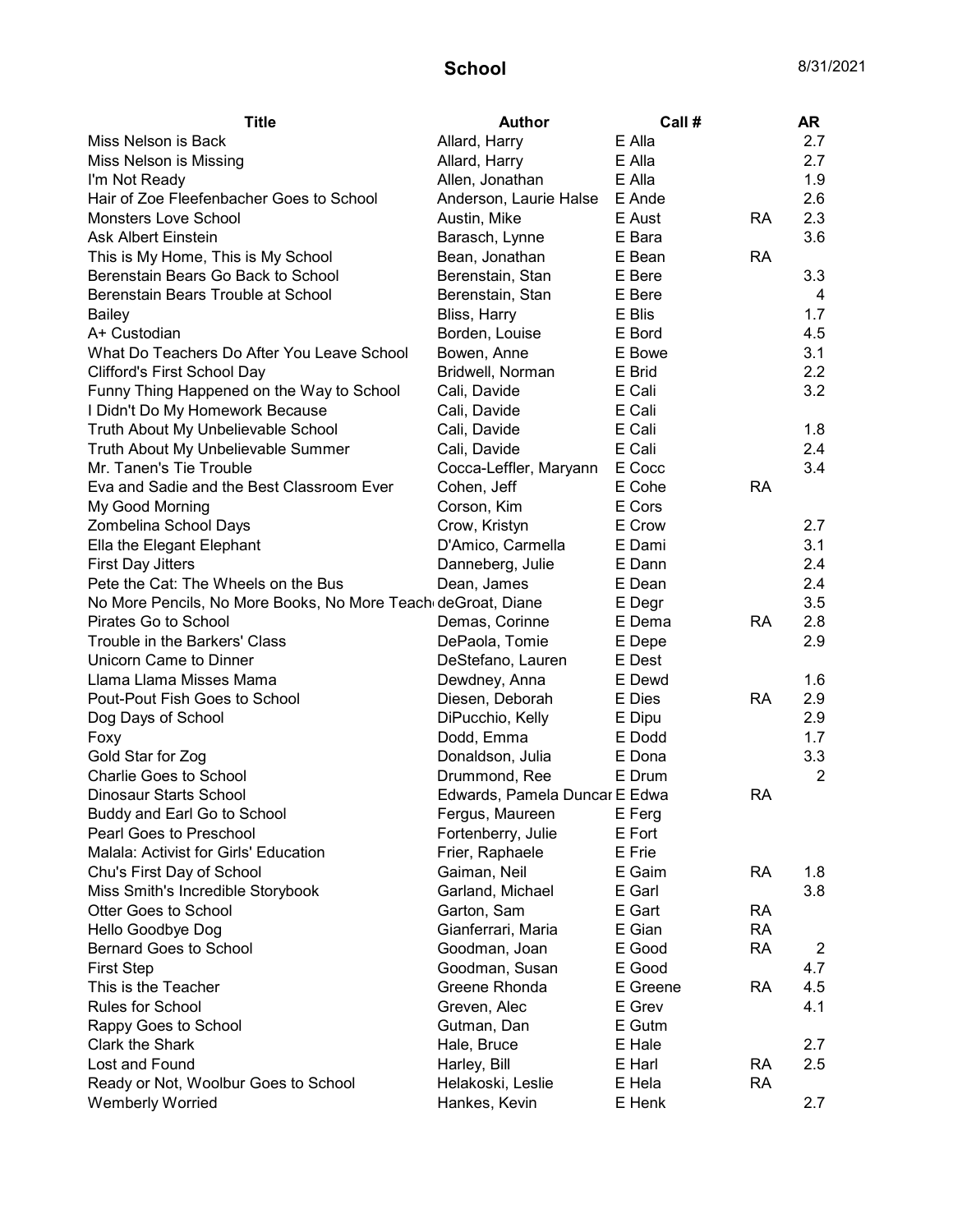# School

8/31/2021

| Title | Author | Call # | | AR |
|---|---|---|---|---|
| Miss Nelson is Back | Allard, Harry | E Alla | | 2.7 |
| Miss Nelson is Missing | Allard, Harry | E Alla | | 2.7 |
| I'm Not Ready | Allen, Jonathan | E Alla | | 1.9 |
| Hair of Zoe Fleefenbacher Goes to School | Anderson, Laurie Halse | E Ande | | 2.6 |
| Monsters Love School | Austin, Mike | E Aust | RA | 2.3 |
| Ask Albert Einstein | Barasch, Lynne | E Bara | | 3.6 |
| This is My Home, This is My School | Bean, Jonathan | E Bean | RA | |
| Berenstain Bears Go Back to School | Berenstain, Stan | E Bere | | 3.3 |
| Berenstain Bears Trouble at School | Berenstain, Stan | E Bere | | 4 |
| Bailey | Bliss, Harry | E Blis | | 1.7 |
| A+ Custodian | Borden, Louise | E Bord | | 4.5 |
| What Do Teachers Do After You Leave School | Bowen, Anne | E Bowe | | 3.1 |
| Clifford's First School Day | Bridwell, Norman | E Brid | | 2.2 |
| Funny Thing Happened on the Way to School | Cali, Davide | E Cali | | 3.2 |
| I Didn't Do My Homework Because | Cali, Davide | E Cali | | |
| Truth About My Unbelievable School | Cali, Davide | E Cali | | 1.8 |
| Truth About My Unbelievable Summer | Cali, Davide | E Cali | | 2.4 |
| Mr. Tanen's Tie Trouble | Cocca-Leffler, Maryann | E Cocc | | 3.4 |
| Eva and Sadie and the Best Classroom Ever | Cohen, Jeff | E Cohe | RA | |
| My Good Morning | Corson, Kim | E Cors | | |
| Zombelina School Days | Crow, Kristyn | E Crow | | 2.7 |
| Ella the Elegant Elephant | D'Amico, Carmella | E Dami | | 3.1 |
| First Day Jitters | Danneberg, Julie | E Dann | | 2.4 |
| Pete the Cat: The Wheels on the Bus | Dean, James | E Dean | | 2.4 |
| No More Pencils, No More Books, No More Teach | deGroat, Diane | E Degr | | 3.5 |
| Pirates Go to School | Demas, Corinne | E Dema | RA | 2.8 |
| Trouble in the Barkers' Class | DePaola, Tomie | E Depe | | 2.9 |
| Unicorn Came to Dinner | DeStefano, Lauren | E Dest | | |
| Llama Llama Misses Mama | Dewdney, Anna | E Dewd | | 1.6 |
| Pout-Pout Fish Goes to School | Diesen, Deborah | E Dies | RA | 2.9 |
| Dog Days of School | DiPucchio, Kelly | E Dipu | | 2.9 |
| Foxy | Dodd, Emma | E Dodd | | 1.7 |
| Gold Star for Zog | Donaldson, Julia | E Dona | | 3.3 |
| Charlie Goes to School | Drummond, Ree | E Drum | | 2 |
| Dinosaur Starts School | Edwards, Pamela Duncar | E Edwa | RA | |
| Buddy and Earl Go to School | Fergus, Maureen | E Ferg | | |
| Pearl Goes to Preschool | Fortenberry, Julie | E Fort | | |
| Malala: Activist for Girls' Education | Frier, Raphaele | E Frie | | |
| Chu's First Day of School | Gaiman, Neil | E Gaim | RA | 1.8 |
| Miss Smith's Incredible Storybook | Garland, Michael | E Garl | | 3.8 |
| Otter Goes to School | Garton, Sam | E Gart | RA | |
| Hello Goodbye Dog | Gianferrari, Maria | E Gian | RA | |
| Bernard Goes to School | Goodman, Joan | E Good | RA | 2 |
| First Step | Goodman, Susan | E Good | | 4.7 |
| This is the Teacher | Greene Rhonda | E Greene | RA | 4.5 |
| Rules for School | Greven, Alec | E Grev | | 4.1 |
| Rappy Goes to School | Gutman, Dan | E Gutm | | |
| Clark the Shark | Hale, Bruce | E Hale | | 2.7 |
| Lost and Found | Harley, Bill | E Harl | RA | 2.5 |
| Ready or Not, Woolbur Goes to School | Helakoski, Leslie | E Hela | RA | |
| Wemberly Worried | Hankes, Kevin | E Henk | | 2.7 |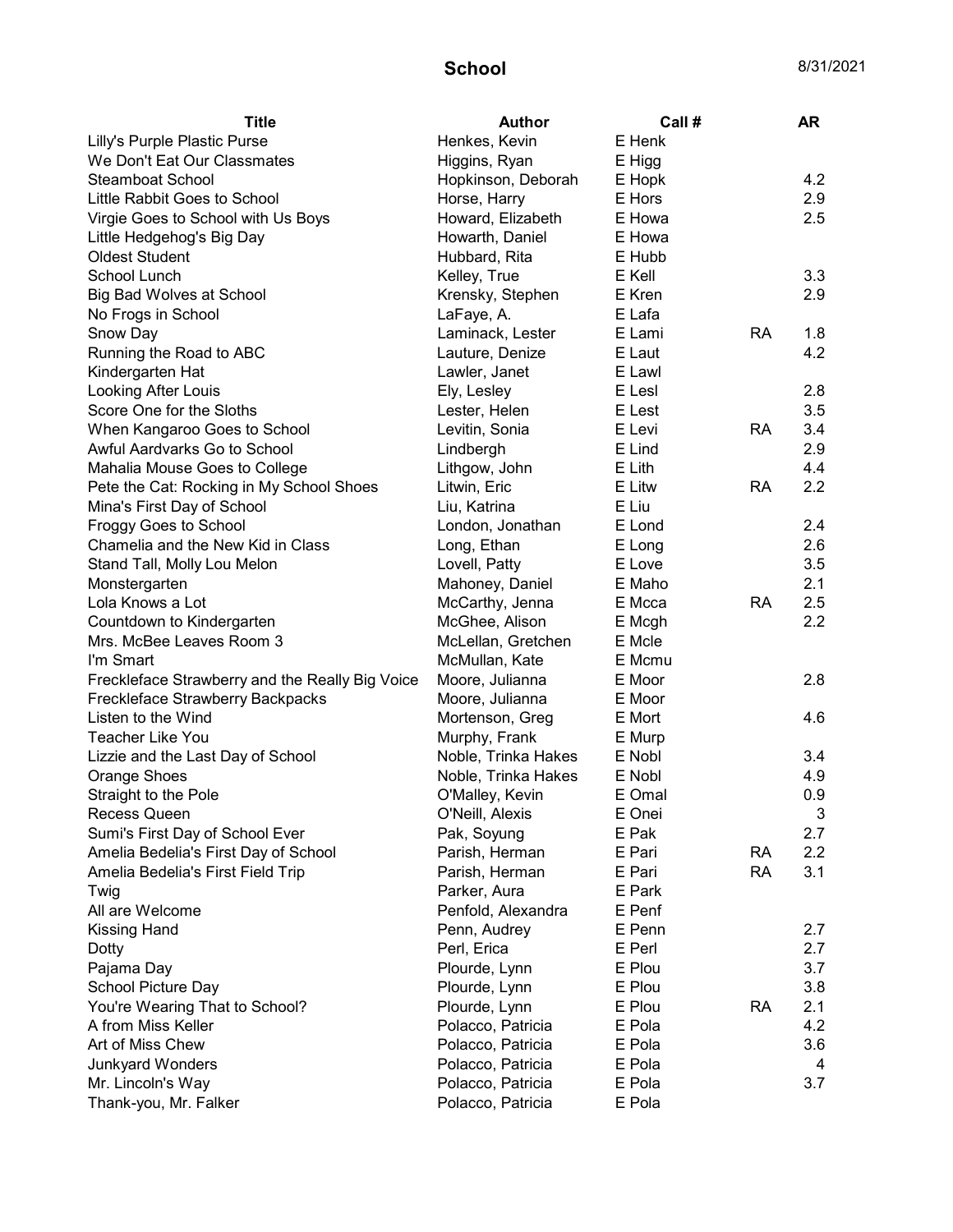# School

8/31/2021

| Title | Author | Call # | | AR |
|---|---|---|---|---|
| Lilly's Purple Plastic Purse | Henkes, Kevin | E Henk | | |
| We Don't Eat Our Classmates | Higgins, Ryan | E Higg | | |
| Steamboat School | Hopkinson, Deborah | E Hopk | | 4.2 |
| Little Rabbit Goes to School | Horse, Harry | E Hors | | 2.9 |
| Virgie Goes to School with Us Boys | Howard, Elizabeth | E Howa | | 2.5 |
| Little Hedgehog's Big Day | Howarth, Daniel | E Howa | | |
| Oldest Student | Hubbard, Rita | E Hubb | | |
| School Lunch | Kelley, True | E Kell | | 3.3 |
| Big Bad Wolves at School | Krensky, Stephen | E Kren | | 2.9 |
| No Frogs in School | LaFaye, A. | E Lafa | | |
| Snow Day | Laminack, Lester | E Lami | RA | 1.8 |
| Running the Road to ABC | Lauture, Denize | E Laut | | 4.2 |
| Kindergarten Hat | Lawler, Janet | E Lawl | | |
| Looking After Louis | Ely, Lesley | E Lesl | | 2.8 |
| Score One for the Sloths | Lester, Helen | E Lest | | 3.5 |
| When Kangaroo Goes to School | Levitin, Sonia | E Levi | RA | 3.4 |
| Awful Aardvarks Go to School | Lindbergh | E Lind | | 2.9 |
| Mahalia Mouse Goes to College | Lithgow, John | E Lith | | 4.4 |
| Pete the Cat: Rocking in My School Shoes | Litwin, Eric | E Litw | RA | 2.2 |
| Mina's First Day of School | Liu, Katrina | E Liu | | |
| Froggy Goes to School | London, Jonathan | E Lond | | 2.4 |
| Chamelia and the New Kid in Class | Long, Ethan | E Long | | 2.6 |
| Stand Tall, Molly Lou Melon | Lovell, Patty | E Love | | 3.5 |
| Monstergarten | Mahoney, Daniel | E Maho | | 2.1 |
| Lola Knows a Lot | McCarthy, Jenna | E Mcca | RA | 2.5 |
| Countdown to Kindergarten | McGhee, Alison | E Mcgh | | 2.2 |
| Mrs. McBee Leaves Room 3 | McLellan, Gretchen | E Mcle | | |
| I'm Smart | McMullan, Kate | E Mcmu | | |
| Freckleface Strawberry and the Really Big Voice | Moore, Julianna | E Moor | | 2.8 |
| Freckleface Strawberry Backpacks | Moore, Julianna | E Moor | | |
| Listen to the Wind | Mortenson, Greg | E Mort | | 4.6 |
| Teacher Like You | Murphy, Frank | E Murp | | |
| Lizzie and the Last Day of School | Noble, Trinka Hakes | E Nobl | | 3.4 |
| Orange Shoes | Noble, Trinka Hakes | E Nobl | | 4.9 |
| Straight to the Pole | O'Malley, Kevin | E Omal | | 0.9 |
| Recess Queen | O'Neill, Alexis | E Onei | | 3 |
| Sumi's First Day of School Ever | Pak, Soyung | E Pak | | 2.7 |
| Amelia Bedelia's First Day of School | Parish, Herman | E Pari | RA | 2.2 |
| Amelia Bedelia's First Field Trip | Parish, Herman | E Pari | RA | 3.1 |
| Twig | Parker, Aura | E Park | | |
| All are Welcome | Penfold, Alexandra | E Penf | | |
| Kissing Hand | Penn, Audrey | E Penn | | 2.7 |
| Dotty | Perl, Erica | E Perl | | 2.7 |
| Pajama Day | Plourde, Lynn | E Plou | | 3.7 |
| School Picture Day | Plourde, Lynn | E Plou | | 3.8 |
| You're Wearing That to School? | Plourde, Lynn | E Plou | RA | 2.1 |
| A from Miss Keller | Polacco, Patricia | E Pola | | 4.2 |
| Art of Miss Chew | Polacco, Patricia | E Pola | | 3.6 |
| Junkyard Wonders | Polacco, Patricia | E Pola | | 4 |
| Mr. Lincoln's Way | Polacco, Patricia | E Pola | | 3.7 |
| Thank-you, Mr. Falker | Polacco, Patricia | E Pola | | |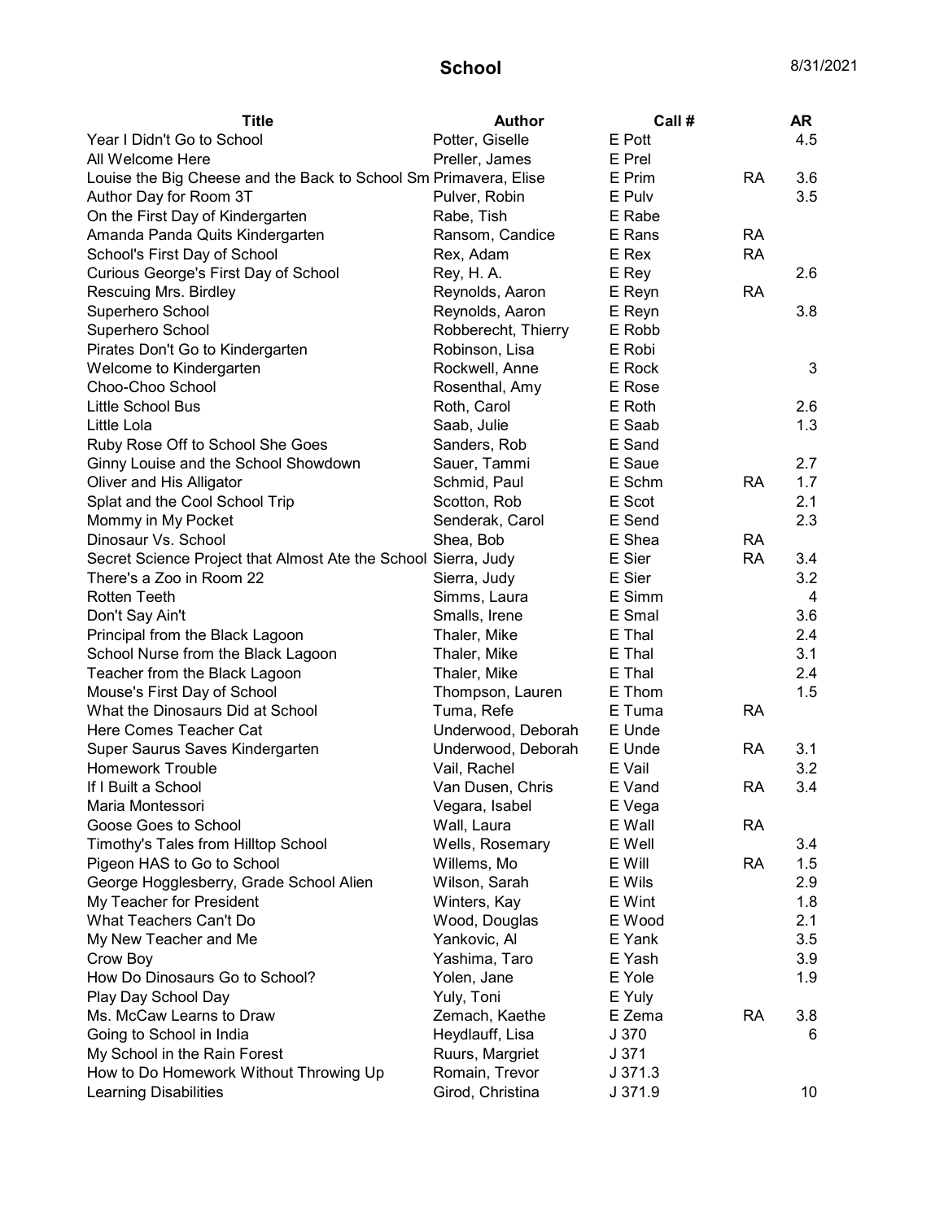# School

8/31/2021

| Title | Author | Call # | | AR |
|---|---|---|---|---|
| Year I Didn't Go to School | Potter, Giselle | E Pott | | 4.5 |
| All Welcome Here | Preller, James | E Prel | | |
| Louise the Big Cheese and the Back to School Sm | Primavera, Elise | E Prim | RA | 3.6 |
| Author Day for Room 3T | Pulver, Robin | E Pulv | | 3.5 |
| On the First Day of Kindergarten | Rabe, Tish | E Rabe | | |
| Amanda Panda Quits Kindergarten | Ransom, Candice | E Rans | RA | |
| School's First Day of School | Rex, Adam | E Rex | RA | |
| Curious George's First Day of School | Rey, H. A. | E Rey | | 2.6 |
| Rescuing Mrs. Birdley | Reynolds, Aaron | E Reyn | RA | |
| Superhero School | Reynolds, Aaron | E Reyn | | 3.8 |
| Superhero School | Robberecht, Thierry | E Robb | | |
| Pirates Don't Go to Kindergarten | Robinson, Lisa | E Robi | | |
| Welcome to Kindergarten | Rockwell, Anne | E Rock | | 3 |
| Choo-Choo School | Rosenthal, Amy | E Rose | | |
| Little School Bus | Roth, Carol | E Roth | | 2.6 |
| Little Lola | Saab, Julie | E Saab | | 1.3 |
| Ruby Rose Off to School She Goes | Sanders, Rob | E Sand | | |
| Ginny Louise and the School Showdown | Sauer, Tammi | E Saue | | 2.7 |
| Oliver and His Alligator | Schmid, Paul | E Schm | RA | 1.7 |
| Splat and the Cool School Trip | Scotton, Rob | E Scot | | 2.1 |
| Mommy in My Pocket | Senderak, Carol | E Send | | 2.3 |
| Dinosaur Vs. School | Shea, Bob | E Shea | RA | |
| Secret Science Project that Almost Ate the School | Sierra, Judy | E Sier | RA | 3.4 |
| There's a Zoo in Room 22 | Sierra, Judy | E Sier | | 3.2 |
| Rotten Teeth | Simms, Laura | E Simm | | 4 |
| Don't Say Ain't | Smalls, Irene | E Smal | | 3.6 |
| Principal from the Black Lagoon | Thaler, Mike | E Thal | | 2.4 |
| School Nurse from the Black Lagoon | Thaler, Mike | E Thal | | 3.1 |
| Teacher from the Black Lagoon | Thaler, Mike | E Thal | | 2.4 |
| Mouse's First Day of School | Thompson, Lauren | E Thom | | 1.5 |
| What the Dinosaurs Did at School | Tuma, Refe | E Tuma | RA | |
| Here Comes Teacher Cat | Underwood, Deborah | E Unde | | |
| Super Saurus Saves Kindergarten | Underwood, Deborah | E Unde | RA | 3.1 |
| Homework Trouble | Vail, Rachel | E Vail | | 3.2 |
| If I Built a School | Van Dusen, Chris | E Vand | RA | 3.4 |
| Maria Montessori | Vegara, Isabel | E Vega | | |
| Goose Goes to School | Wall, Laura | E Wall | RA | |
| Timothy's Tales from Hilltop School | Wells, Rosemary | E Well | | 3.4 |
| Pigeon HAS to Go to School | Willems, Mo | E Will | RA | 1.5 |
| George Hogglesberry, Grade School Alien | Wilson, Sarah | E Wils | | 2.9 |
| My Teacher for President | Winters, Kay | E Wint | | 1.8 |
| What Teachers Can't Do | Wood, Douglas | E Wood | | 2.1 |
| My New Teacher and Me | Yankovic, Al | E Yank | | 3.5 |
| Crow Boy | Yashima, Taro | E Yash | | 3.9 |
| How Do Dinosaurs Go to School? | Yolen, Jane | E Yole | | 1.9 |
| Play Day School Day | Yuly, Toni | E Yuly | | |
| Ms. McCaw Learns to Draw | Zemach, Kaethe | E Zema | RA | 3.8 |
| Going to School in India | Heydlauff, Lisa | J 370 | | 6 |
| My School in the Rain Forest | Ruurs, Margriet | J 371 | | |
| How to Do Homework Without Throwing Up | Romain, Trevor | J 371.3 | | |
| Learning Disabilities | Girod, Christina | J 371.9 | | 10 |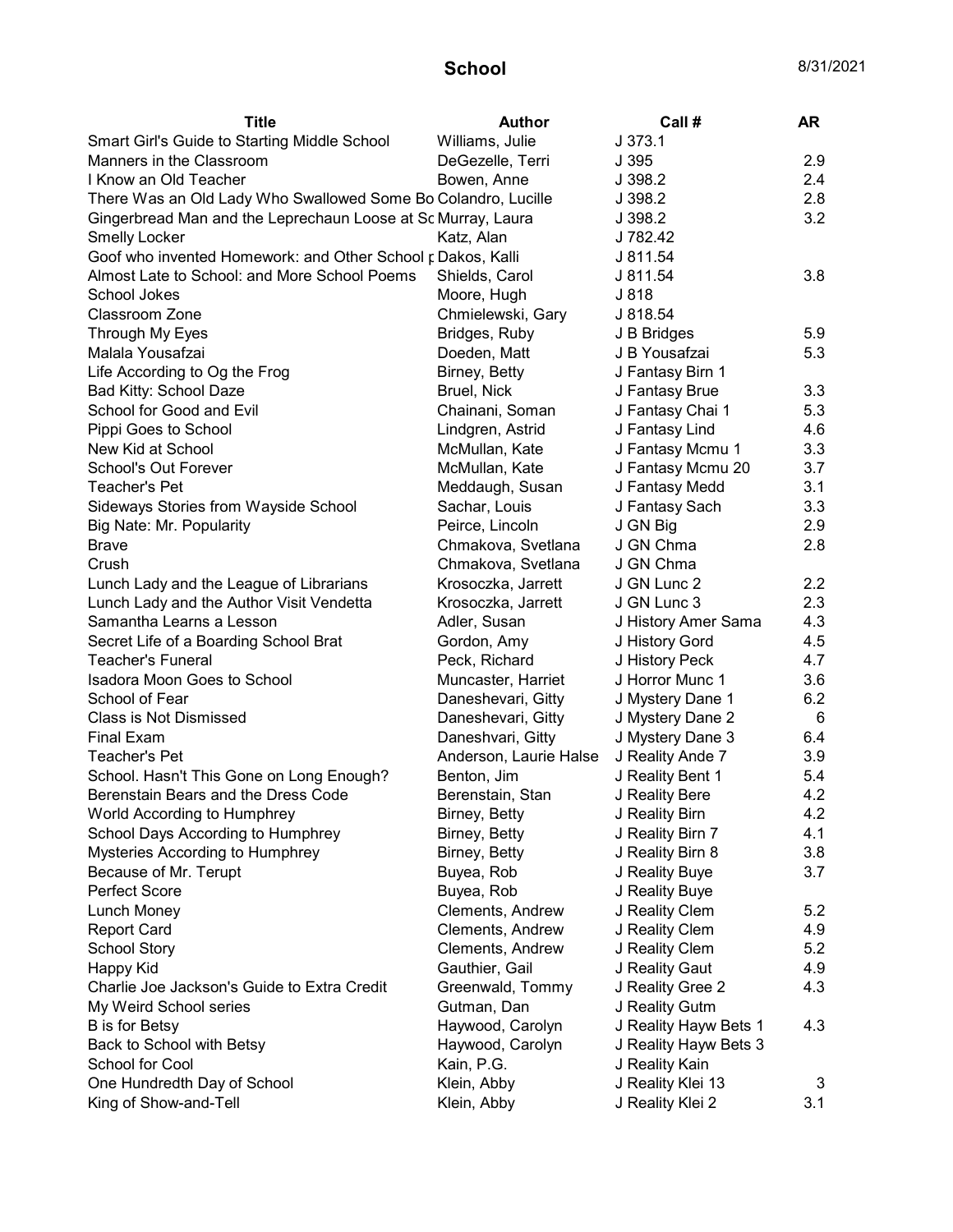# School

8/31/2021

| Title | Author | Call # | AR |
|---|---|---|---|
| Smart Girl's Guide to Starting Middle School | Williams, Julie | J 373.1 | |
| Manners in the Classroom | DeGezelle, Terri | J 395 | 2.9 |
| I Know an Old Teacher | Bowen, Anne | J 398.2 | 2.4 |
| There Was an Old Lady Who Swallowed Some Bo | Colandro, Lucille | J 398.2 | 2.8 |
| Gingerbread Man and the Leprechaun Loose at Sc | Murray, Laura | J 398.2 | 3.2 |
| Smelly Locker | Katz, Alan | J 782.42 | |
| Goof who invented Homework: and Other School p | Dakos, Kalli | J 811.54 | |
| Almost Late to School: and More School Poems | Shields, Carol | J 811.54 | 3.8 |
| School Jokes | Moore, Hugh | J 818 | |
| Classroom Zone | Chmielewski, Gary | J 818.54 | |
| Through My Eyes | Bridges, Ruby | J B Bridges | 5.9 |
| Malala Yousafzai | Doeden, Matt | J B Yousafzai | 5.3 |
| Life According to Og the Frog | Birney, Betty | J Fantasy Birn 1 | |
| Bad Kitty: School Daze | Bruel, Nick | J Fantasy Brue | 3.3 |
| School for Good and Evil | Chainani, Soman | J Fantasy Chai 1 | 5.3 |
| Pippi Goes to School | Lindgren, Astrid | J Fantasy Lind | 4.6 |
| New Kid at School | McMullan, Kate | J Fantasy Mcmu 1 | 3.3 |
| School's Out Forever | McMullan, Kate | J Fantasy Mcmu 20 | 3.7 |
| Teacher's Pet | Meddaugh, Susan | J Fantasy Medd | 3.1 |
| Sideways Stories from Wayside School | Sachar, Louis | J Fantasy Sach | 3.3 |
| Big Nate: Mr. Popularity | Peirce, Lincoln | J GN Big | 2.9 |
| Brave | Chmakova, Svetlana | J GN Chma | 2.8 |
| Crush | Chmakova, Svetlana | J GN Chma | |
| Lunch Lady and the League of Librarians | Krosoczka, Jarrett | J GN Lunc 2 | 2.2 |
| Lunch Lady and the Author Visit Vendetta | Krosoczka, Jarrett | J GN Lunc 3 | 2.3 |
| Samantha Learns a Lesson | Adler, Susan | J History Amer Sama | 4.3 |
| Secret Life of a Boarding School Brat | Gordon, Amy | J History Gord | 4.5 |
| Teacher's Funeral | Peck, Richard | J History Peck | 4.7 |
| Isadora Moon Goes to School | Muncaster, Harriet | J Horror Munc 1 | 3.6 |
| School of Fear | Daneshevari, Gitty | J Mystery Dane 1 | 6.2 |
| Class is Not Dismissed | Daneshevari, Gitty | J Mystery Dane 2 | 6 |
| Final Exam | Daneshvari, Gitty | J Mystery Dane 3 | 6.4 |
| Teacher's Pet | Anderson, Laurie Halse | J Reality Ande 7 | 3.9 |
| School. Hasn't This Gone on Long Enough? | Benton, Jim | J Reality Bent 1 | 5.4 |
| Berenstain Bears and the Dress Code | Berenstain, Stan | J Reality Bere | 4.2 |
| World According to Humphrey | Birney, Betty | J Reality Birn | 4.2 |
| School Days According to Humphrey | Birney, Betty | J Reality Birn 7 | 4.1 |
| Mysteries According to Humphrey | Birney, Betty | J Reality Birn 8 | 3.8 |
| Because of Mr. Terupt | Buyea, Rob | J Reality Buye | 3.7 |
| Perfect Score | Buyea, Rob | J Reality Buye | |
| Lunch Money | Clements, Andrew | J Reality Clem | 5.2 |
| Report Card | Clements, Andrew | J Reality Clem | 4.9 |
| School Story | Clements, Andrew | J Reality Clem | 5.2 |
| Happy Kid | Gauthier, Gail | J Reality Gaut | 4.9 |
| Charlie Joe Jackson's Guide to Extra Credit | Greenwald, Tommy | J Reality Gree 2 | 4.3 |
| My Weird School series | Gutman, Dan | J Reality Gutm | |
| B is for Betsy | Haywood, Carolyn | J Reality Hayw Bets 1 | 4.3 |
| Back to School with Betsy | Haywood, Carolyn | J Reality Hayw Bets 3 | |
| School for Cool | Kain, P.G. | J Reality Kain | |
| One Hundredth Day of School | Klein, Abby | J Reality Klei 13 | 3 |
| King of Show-and-Tell | Klein, Abby | J Reality Klei 2 | 3.1 |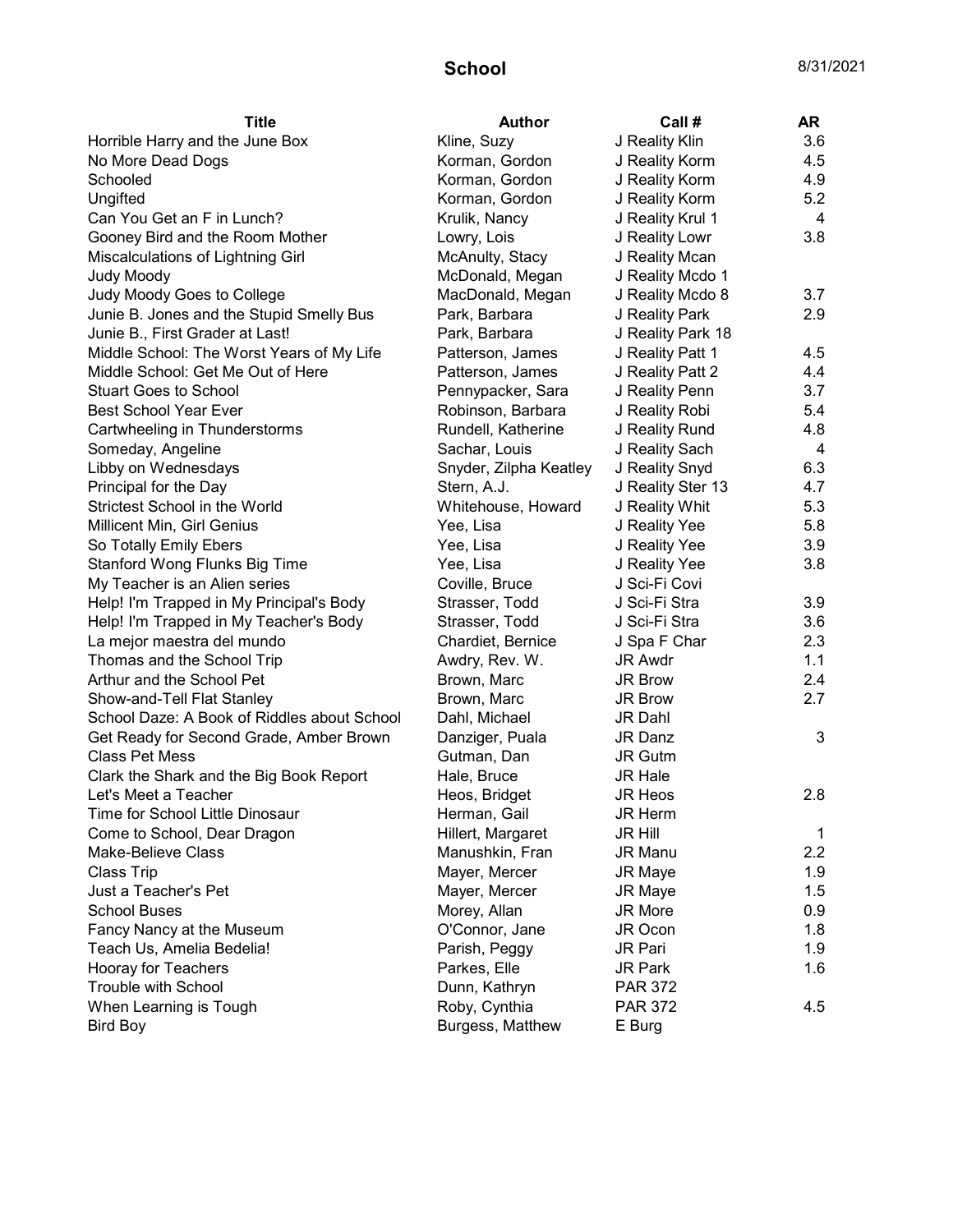## School

8/31/2021

| Title | Author | Call # | AR |
|---|---|---|---|
| Horrible Harry and the June Box | Kline, Suzy | J Reality Klin | 3.6 |
| No More Dead Dogs | Korman, Gordon | J Reality Korm | 4.5 |
| Schooled | Korman, Gordon | J Reality Korm | 4.9 |
| Ungifted | Korman, Gordon | J Reality Korm | 5.2 |
| Can You Get an F in Lunch? | Krulik, Nancy | J Reality Krul 1 | 4 |
| Gooney Bird and the Room Mother | Lowry, Lois | J Reality Lowr | 3.8 |
| Miscalculations of Lightning Girl | McAnulty, Stacy | J Reality Mcan | |
| Judy Moody | McDonald, Megan | J Reality Mcdo 1 | |
| Judy Moody Goes to College | MacDonald, Megan | J Reality Mcdo 8 | 3.7 |
| Junie B. Jones and the Stupid Smelly Bus | Park, Barbara | J Reality Park | 2.9 |
| Junie B., First Grader at Last! | Park, Barbara | J Reality Park 18 | |
| Middle School: The Worst Years of My Life | Patterson, James | J Reality Patt 1 | 4.5 |
| Middle School: Get Me Out of Here | Patterson, James | J Reality Patt 2 | 4.4 |
| Stuart Goes to School | Pennypacker, Sara | J Reality Penn | 3.7 |
| Best School Year Ever | Robinson, Barbara | J Reality Robi | 5.4 |
| Cartwheeling in Thunderstorms | Rundell, Katherine | J Reality Rund | 4.8 |
| Someday, Angeline | Sachar, Louis | J Reality Sach | 4 |
| Libby on Wednesdays | Snyder, Zilpha Keatley | J Reality Snyd | 6.3 |
| Principal for the Day | Stern, A.J. | J Reality Ster 13 | 4.7 |
| Strictest School in the World | Whitehouse, Howard | J Reality Whit | 5.3 |
| Millicent Min, Girl Genius | Yee, Lisa | J Reality Yee | 5.8 |
| So Totally Emily Ebers | Yee, Lisa | J Reality Yee | 3.9 |
| Stanford Wong Flunks Big Time | Yee, Lisa | J Reality Yee | 3.8 |
| My Teacher is an Alien series | Coville, Bruce | J Sci-Fi Covi | |
| Help! I'm Trapped in My Principal's Body | Strasser, Todd | J Sci-Fi Stra | 3.9 |
| Help! I'm Trapped in My Teacher's Body | Strasser, Todd | J Sci-Fi Stra | 3.6 |
| La mejor maestra del mundo | Chardiet, Bernice | J Spa F Char | 2.3 |
| Thomas and the School Trip | Awdry, Rev. W. | JR Awdr | 1.1 |
| Arthur and the School Pet | Brown, Marc | JR Brow | 2.4 |
| Show-and-Tell Flat Stanley | Brown, Marc | JR Brow | 2.7 |
| School Daze: A Book of Riddles about School | Dahl, Michael | JR Dahl | |
| Get Ready for Second Grade, Amber Brown | Danziger, Puala | JR Danz | 3 |
| Class Pet Mess | Gutman, Dan | JR Gutm | |
| Clark the Shark and the Big Book Report | Hale, Bruce | JR Hale | |
| Let's Meet a Teacher | Heos, Bridget | JR Heos | 2.8 |
| Time for School Little Dinosaur | Herman, Gail | JR Herm | |
| Come to School, Dear Dragon | Hillert, Margaret | JR Hill | 1 |
| Make-Believe Class | Manushkin, Fran | JR Manu | 2.2 |
| Class Trip | Mayer, Mercer | JR Maye | 1.9 |
| Just a Teacher's Pet | Mayer, Mercer | JR Maye | 1.5 |
| School Buses | Morey, Allan | JR More | 0.9 |
| Fancy Nancy at the Museum | O'Connor, Jane | JR Ocon | 1.8 |
| Teach Us, Amelia Bedelia! | Parish, Peggy | JR Pari | 1.9 |
| Hooray for Teachers | Parkes, Elle | JR Park | 1.6 |
| Trouble with School | Dunn, Kathryn | PAR 372 | |
| When Learning is Tough | Roby, Cynthia | PAR 372 | 4.5 |
| Bird Boy | Burgess, Matthew | E Burg | |